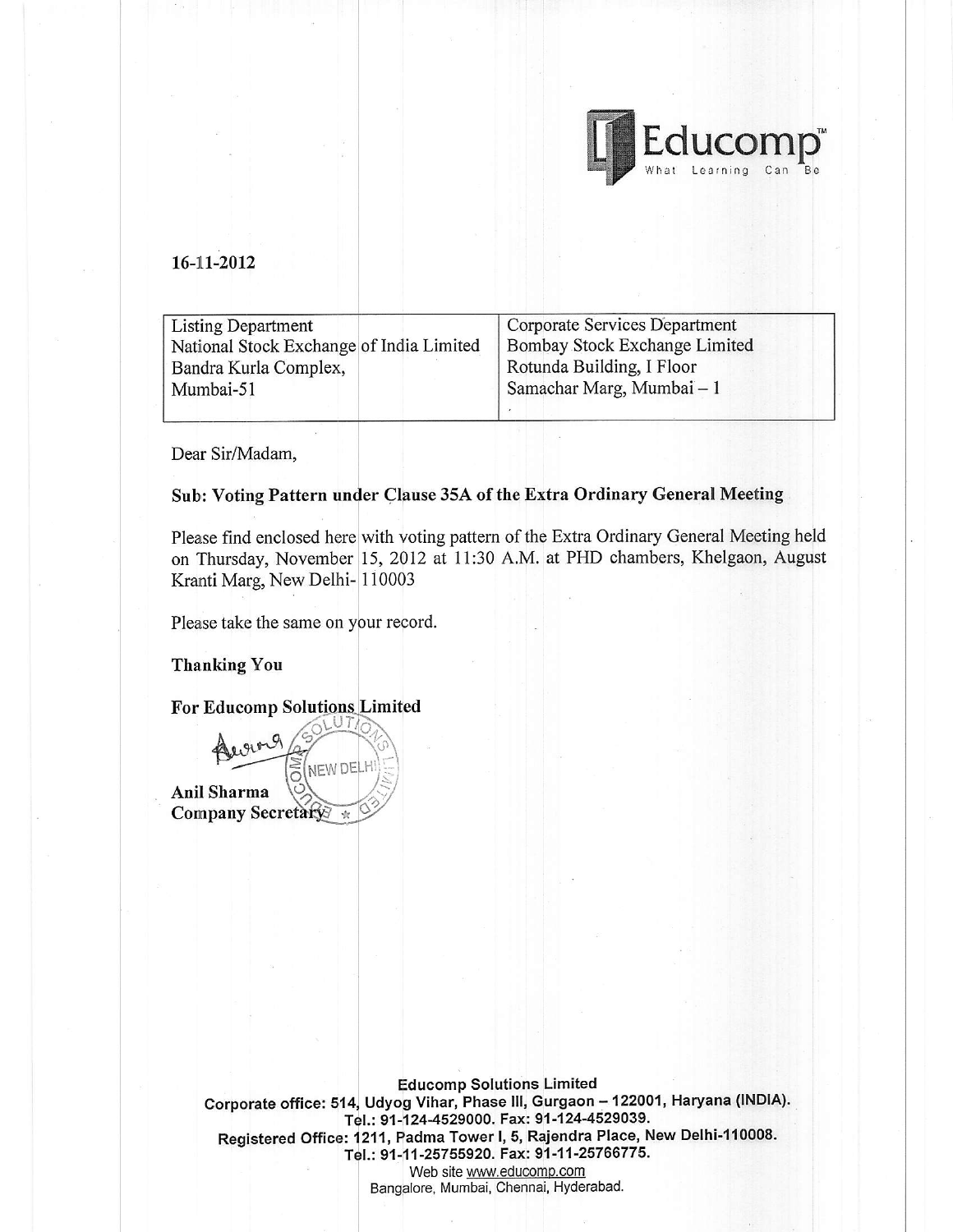Educomp
What Learning Can Be

16-11-2012

| Listing Department<br>National Stock Exchange of India Limited<br>Bandra Kurla Complex,<br>Mumbai-51 | Corporate Services Department<br>Bombay Stock Exchange Limited<br>Rotunda Building, I Floor<br>Samachar Marg, Mumbai – 1 |
|---|---|

Dear Sir/Madam,

**Sub: Voting Pattern under Clause 35A of the Extra Ordinary General Meeting**

Please find enclosed here with voting pattern of the Extra Ordinary General Meeting held on Thursday, November 15, 2012 at 11:30 A.M. at PHD chambers, Khelgaon, August Kranti Marg, New Delhi- 110003

Please take the same on your record.

**Thanking You**

**For Educomp Solutions Limited**

**Anil Sharma**
**Company Secretary**

**Educomp Solutions Limited**
**Corporate office: 514, Udyog Vihar, Phase III, Gurgaon – 122001, Haryana (INDIA).**
**Tel.: 91-124-4529000. Fax: 91-124-4529039.**
**Registered Office: 1211, Padma Tower I, 5, Rajendra Place, New Delhi-110008.**
**Tel.: 91-11-25755920. Fax: 91-11-25766775.**
Web site www.educomp.com
Bangalore, Mumbai, Chennai, Hyderabad.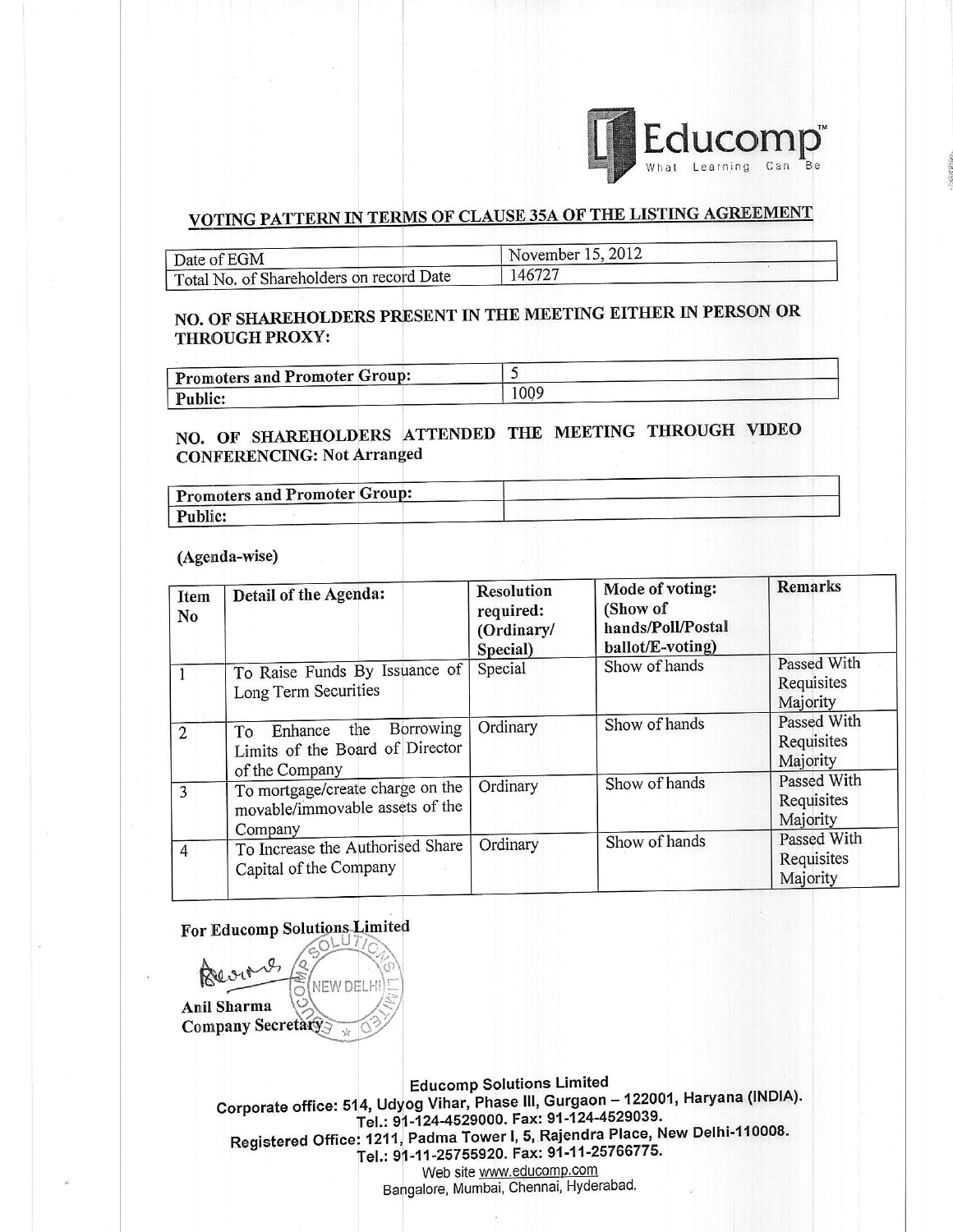Educomp™
What Learning Can Be

## VOTING PATTERN IN TERMS OF CLAUSE 35A OF THE LISTING AGREEMENT

| | |
|---|---|
| Date of EGM | November 15, 2012 |
| Total No. of Shareholders on record Date | 146727 |

### NO. OF SHAREHOLDERS PRESENT IN THE MEETING EITHER IN PERSON OR THROUGH PROXY:

| | |
|---|---|
| **Promoters and Promoter Group:** | 5 |
| **Public:** | 1009 |

### NO. OF SHAREHOLDERS ATTENDED THE MEETING THROUGH VIDEO CONFERENCING: Not Arranged

| | |
|---|---|
| **Promoters and Promoter Group:** | |
| **Public:** | |

**(Agenda-wise)**

| Item No | Detail of the Agenda: | Resolution required: (Ordinary/ Special) | Mode of voting: (Show of hands/Poll/Postal ballot/E-voting) | Remarks |
|---|---|---|---|---|
| 1 | To Raise Funds By Issuance of Long Term Securities | Special | Show of hands | Passed With Requisites Majority |
| 2 | To Enhance the Borrowing Limits of the Board of Director of the Company | Ordinary | Show of hands | Passed With Requisites Majority |
| 3 | To mortgage/create charge on the movable/immovable assets of the Company | Ordinary | Show of hands | Passed With Requisites Majority |
| 4 | To Increase the Authorised Share Capital of the Company | Ordinary | Show of hands | Passed With Requisites Majority |

**For Educomp Solutions Limited**

**Anil Sharma**
**Company Secretary**

Educomp Solutions Limited
Corporate office: 514, Udyog Vihar, Phase III, Gurgaon – 122001, Haryana (INDIA).
Tel.: 91-124-4529000. Fax: 91-124-4529039.
Registered Office: 1211, Padma Tower I, 5, Rajendra Place, New Delhi-110008.
Tel.: 91-11-25755920. Fax: 91-11-25766775.
Web site www.educomp.com
Bangalore, Mumbai, Chennai, Hyderabad.